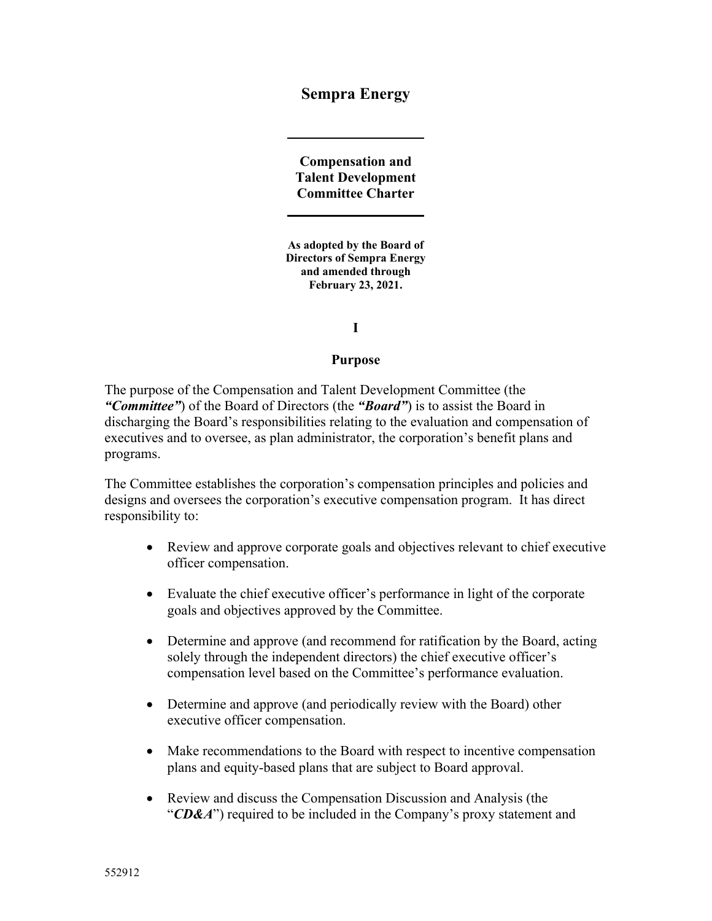# Sempra Energy

## Compensation and Talent Development Committee Charter

**As adopted by the Board of Directors of Sempra Energy and amended through February 23, 2021.**

## I

## Purpose

The purpose of the Compensation and Talent Development Committee (the ***"Committee"***) of the Board of Directors (the ***"Board"***) is to assist the Board in discharging the Board's responsibilities relating to the evaluation and compensation of executives and to oversee, as plan administrator, the corporation's benefit plans and programs.

The Committee establishes the corporation's compensation principles and policies and designs and oversees the corporation's executive compensation program. It has direct responsibility to:

- Review and approve corporate goals and objectives relevant to chief executive officer compensation.
- Evaluate the chief executive officer's performance in light of the corporate goals and objectives approved by the Committee.
- Determine and approve (and recommend for ratification by the Board, acting solely through the independent directors) the chief executive officer's compensation level based on the Committee's performance evaluation.
- Determine and approve (and periodically review with the Board) other executive officer compensation.
- Make recommendations to the Board with respect to incentive compensation plans and equity-based plans that are subject to Board approval.
- Review and discuss the Compensation Discussion and Analysis (the "***CD&A***") required to be included in the Company's proxy statement and

552912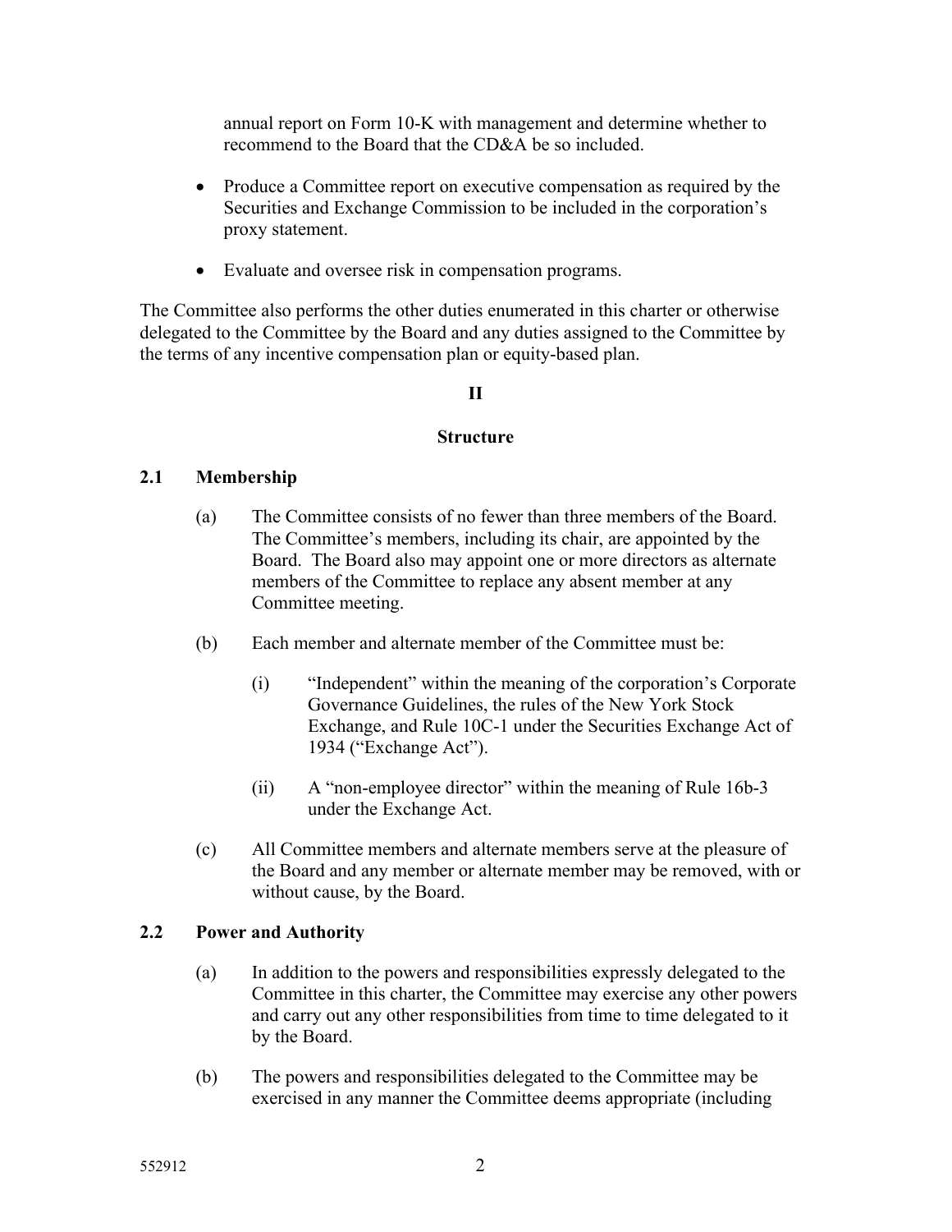annual report on Form 10-K with management and determine whether to recommend to the Board that the CD&A be so included.

- Produce a Committee report on executive compensation as required by the Securities and Exchange Commission to be included in the corporation's proxy statement.
- Evaluate and oversee risk in compensation programs.

The Committee also performs the other duties enumerated in this charter or otherwise delegated to the Committee by the Board and any duties assigned to the Committee by the terms of any incentive compensation plan or equity-based plan.

## II

## Structure

### 2.1 Membership

(a) The Committee consists of no fewer than three members of the Board. The Committee's members, including its chair, are appointed by the Board. The Board also may appoint one or more directors as alternate members of the Committee to replace any absent member at any Committee meeting.

(b) Each member and alternate member of the Committee must be:

(i) "Independent" within the meaning of the corporation's Corporate Governance Guidelines, the rules of the New York Stock Exchange, and Rule 10C-1 under the Securities Exchange Act of 1934 ("Exchange Act").

(ii) A "non-employee director" within the meaning of Rule 16b-3 under the Exchange Act.

(c) All Committee members and alternate members serve at the pleasure of the Board and any member or alternate member may be removed, with or without cause, by the Board.

### 2.2 Power and Authority

(a) In addition to the powers and responsibilities expressly delegated to the Committee in this charter, the Committee may exercise any other powers and carry out any other responsibilities from time to time delegated to it by the Board.

(b) The powers and responsibilities delegated to the Committee may be exercised in any manner the Committee deems appropriate (including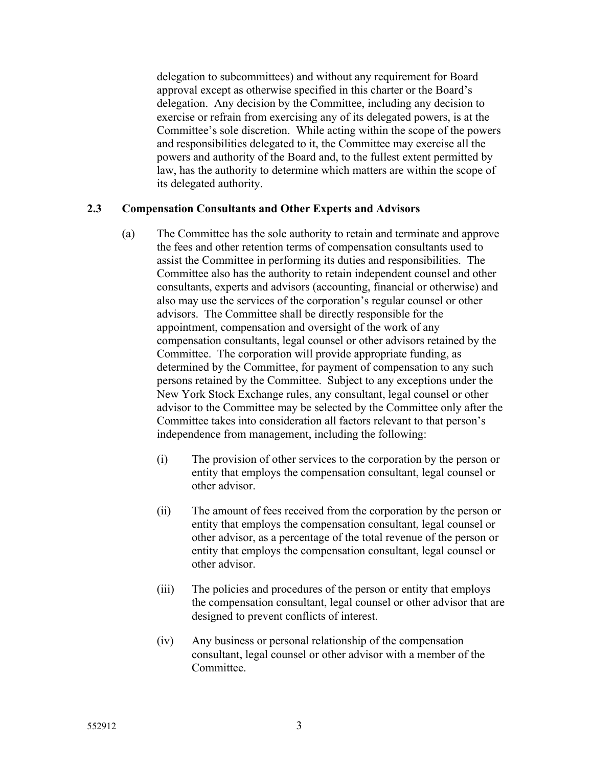delegation to subcommittees) and without any requirement for Board approval except as otherwise specified in this charter or the Board's delegation. Any decision by the Committee, including any decision to exercise or refrain from exercising any of its delegated powers, is at the Committee's sole discretion. While acting within the scope of the powers and responsibilities delegated to it, the Committee may exercise all the powers and authority of the Board and, to the fullest extent permitted by law, has the authority to determine which matters are within the scope of its delegated authority.

### 2.3 Compensation Consultants and Other Experts and Advisors

(a) The Committee has the sole authority to retain and terminate and approve the fees and other retention terms of compensation consultants used to assist the Committee in performing its duties and responsibilities. The Committee also has the authority to retain independent counsel and other consultants, experts and advisors (accounting, financial or otherwise) and also may use the services of the corporation's regular counsel or other advisors. The Committee shall be directly responsible for the appointment, compensation and oversight of the work of any compensation consultants, legal counsel or other advisors retained by the Committee. The corporation will provide appropriate funding, as determined by the Committee, for payment of compensation to any such persons retained by the Committee. Subject to any exceptions under the New York Stock Exchange rules, any consultant, legal counsel or other advisor to the Committee may be selected by the Committee only after the Committee takes into consideration all factors relevant to that person's independence from management, including the following:

   (i) The provision of other services to the corporation by the person or entity that employs the compensation consultant, legal counsel or other advisor.

   (ii) The amount of fees received from the corporation by the person or entity that employs the compensation consultant, legal counsel or other advisor, as a percentage of the total revenue of the person or entity that employs the compensation consultant, legal counsel or other advisor.

   (iii) The policies and procedures of the person or entity that employs the compensation consultant, legal counsel or other advisor that are designed to prevent conflicts of interest.

   (iv) Any business or personal relationship of the compensation consultant, legal counsel or other advisor with a member of the Committee.

552912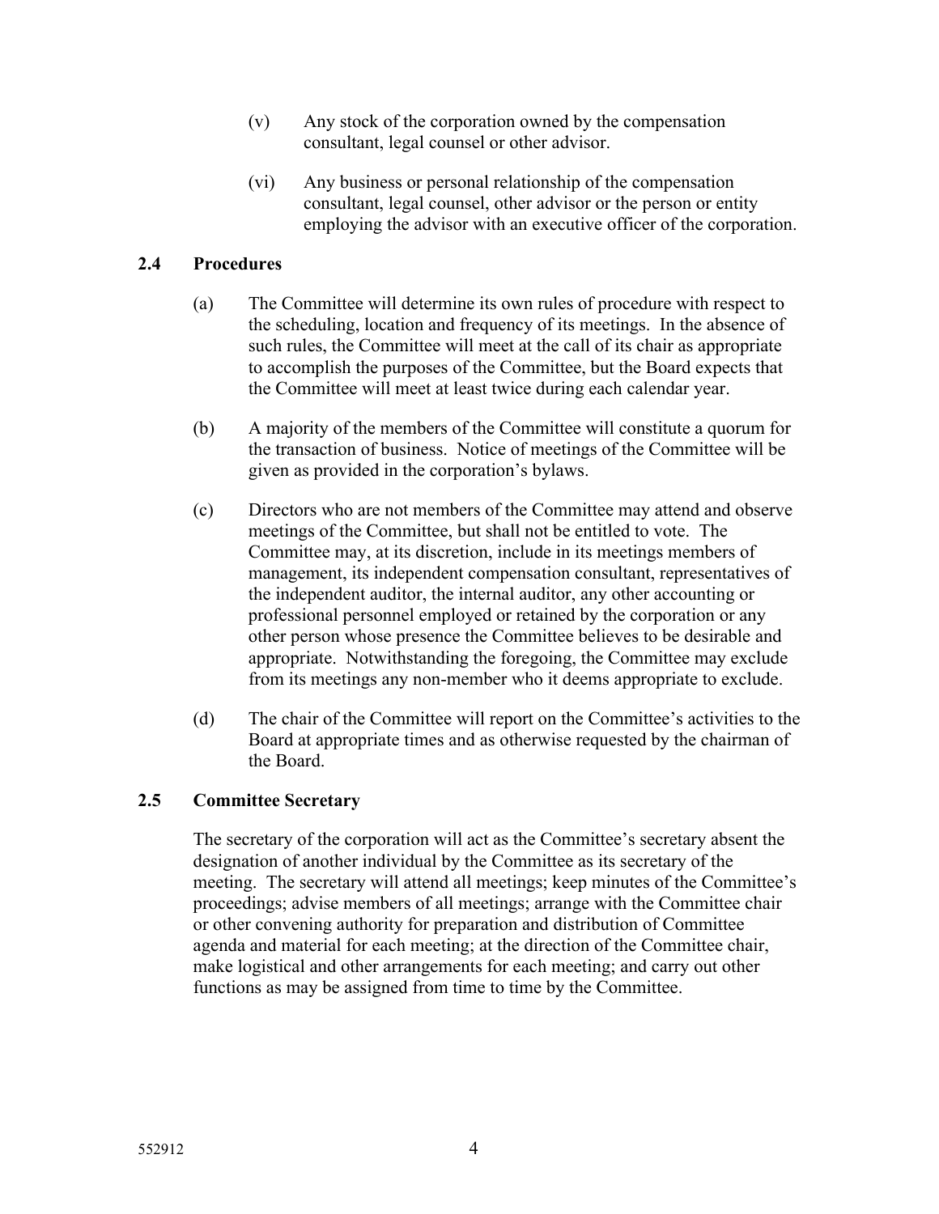(v) Any stock of the corporation owned by the compensation consultant, legal counsel or other advisor.

(vi) Any business or personal relationship of the compensation consultant, legal counsel, other advisor or the person or entity employing the advisor with an executive officer of the corporation.

### 2.4 Procedures

(a) The Committee will determine its own rules of procedure with respect to the scheduling, location and frequency of its meetings. In the absence of such rules, the Committee will meet at the call of its chair as appropriate to accomplish the purposes of the Committee, but the Board expects that the Committee will meet at least twice during each calendar year.

(b) A majority of the members of the Committee will constitute a quorum for the transaction of business. Notice of meetings of the Committee will be given as provided in the corporation's bylaws.

(c) Directors who are not members of the Committee may attend and observe meetings of the Committee, but shall not be entitled to vote. The Committee may, at its discretion, include in its meetings members of management, its independent compensation consultant, representatives of the independent auditor, the internal auditor, any other accounting or professional personnel employed or retained by the corporation or any other person whose presence the Committee believes to be desirable and appropriate. Notwithstanding the foregoing, the Committee may exclude from its meetings any non-member who it deems appropriate to exclude.

(d) The chair of the Committee will report on the Committee's activities to the Board at appropriate times and as otherwise requested by the chairman of the Board.

### 2.5 Committee Secretary

The secretary of the corporation will act as the Committee's secretary absent the designation of another individual by the Committee as its secretary of the meeting. The secretary will attend all meetings; keep minutes of the Committee's proceedings; advise members of all meetings; arrange with the Committee chair or other convening authority for preparation and distribution of Committee agenda and material for each meeting; at the direction of the Committee chair, make logistical and other arrangements for each meeting; and carry out other functions as may be assigned from time to time by the Committee.

552912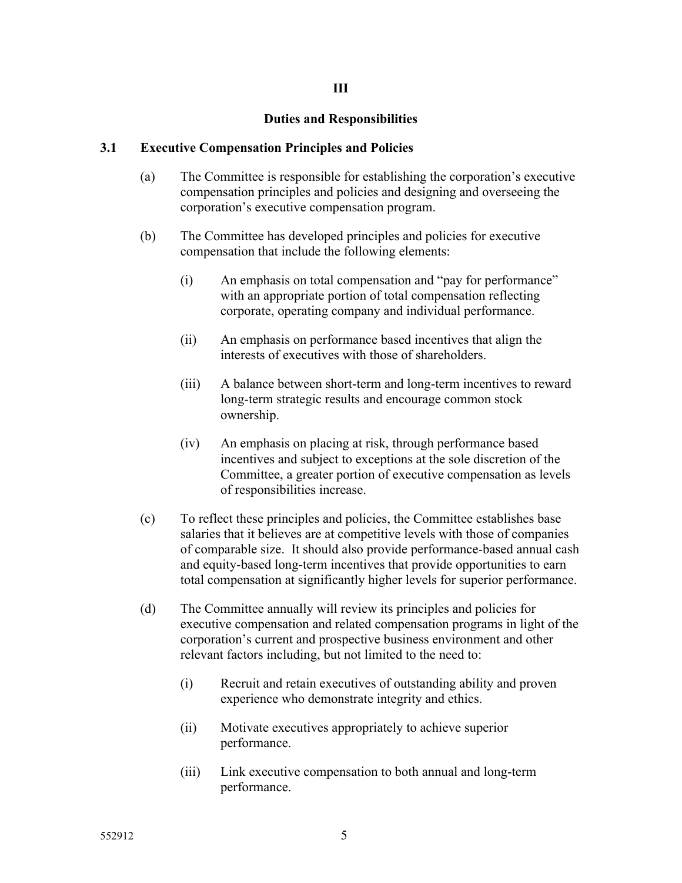## III

## Duties and Responsibilities

### 3.1 Executive Compensation Principles and Policies

(a) The Committee is responsible for establishing the corporation's executive compensation principles and policies and designing and overseeing the corporation's executive compensation program.

(b) The Committee has developed principles and policies for executive compensation that include the following elements:

(i) An emphasis on total compensation and "pay for performance" with an appropriate portion of total compensation reflecting corporate, operating company and individual performance.

(ii) An emphasis on performance based incentives that align the interests of executives with those of shareholders.

(iii) A balance between short-term and long-term incentives to reward long-term strategic results and encourage common stock ownership.

(iv) An emphasis on placing at risk, through performance based incentives and subject to exceptions at the sole discretion of the Committee, a greater portion of executive compensation as levels of responsibilities increase.

(c) To reflect these principles and policies, the Committee establishes base salaries that it believes are at competitive levels with those of companies of comparable size. It should also provide performance-based annual cash and equity-based long-term incentives that provide opportunities to earn total compensation at significantly higher levels for superior performance.

(d) The Committee annually will review its principles and policies for executive compensation and related compensation programs in light of the corporation's current and prospective business environment and other relevant factors including, but not limited to the need to:

(i) Recruit and retain executives of outstanding ability and proven experience who demonstrate integrity and ethics.

(ii) Motivate executives appropriately to achieve superior performance.

(iii) Link executive compensation to both annual and long-term performance.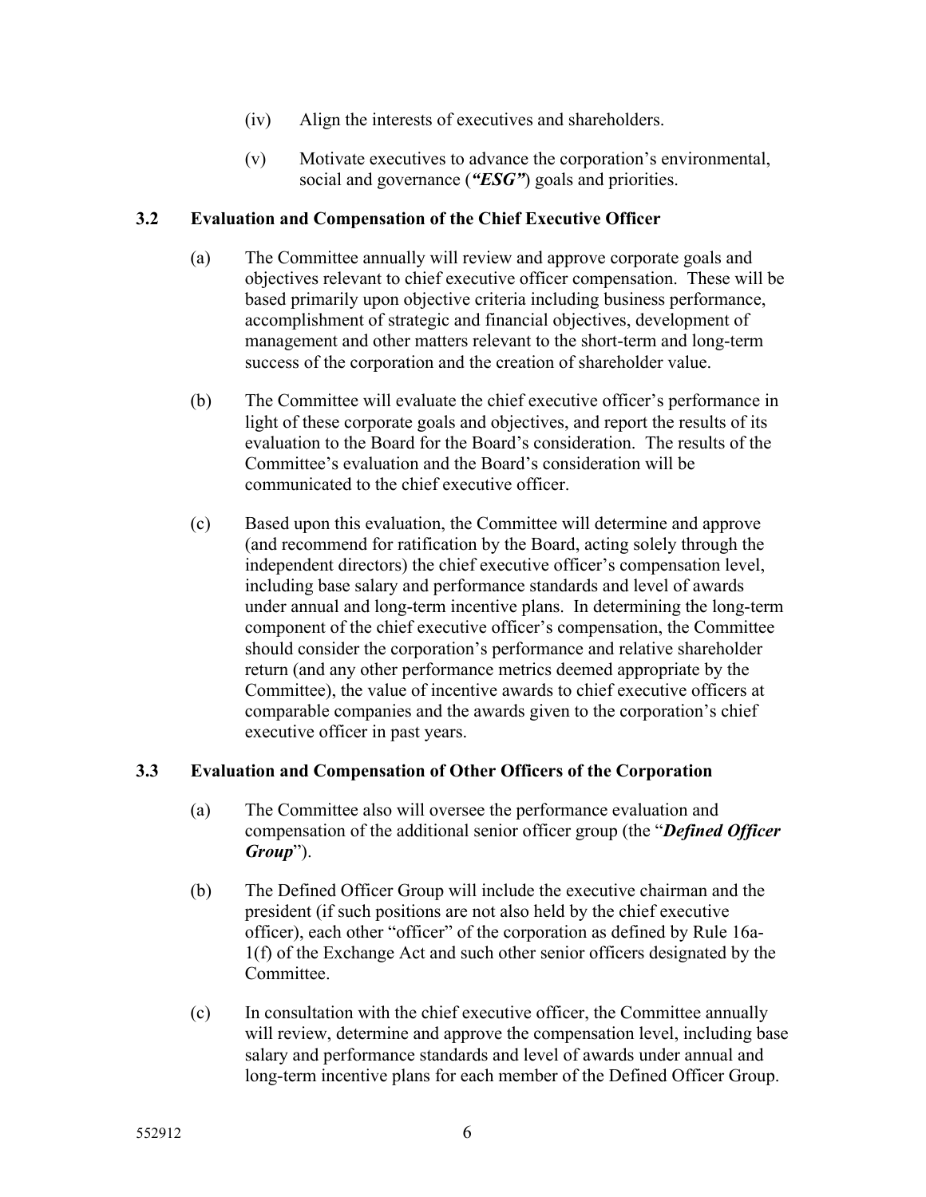(iv) Align the interests of executives and shareholders.

(v) Motivate executives to advance the corporation's environmental, social and governance (***"ESG"***) goals and priorities.

### 3.2 Evaluation and Compensation of the Chief Executive Officer

(a) The Committee annually will review and approve corporate goals and objectives relevant to chief executive officer compensation. These will be based primarily upon objective criteria including business performance, accomplishment of strategic and financial objectives, development of management and other matters relevant to the short-term and long-term success of the corporation and the creation of shareholder value.

(b) The Committee will evaluate the chief executive officer's performance in light of these corporate goals and objectives, and report the results of its evaluation to the Board for the Board's consideration. The results of the Committee's evaluation and the Board's consideration will be communicated to the chief executive officer.

(c) Based upon this evaluation, the Committee will determine and approve (and recommend for ratification by the Board, acting solely through the independent directors) the chief executive officer's compensation level, including base salary and performance standards and level of awards under annual and long-term incentive plans. In determining the long-term component of the chief executive officer's compensation, the Committee should consider the corporation's performance and relative shareholder return (and any other performance metrics deemed appropriate by the Committee), the value of incentive awards to chief executive officers at comparable companies and the awards given to the corporation's chief executive officer in past years.

### 3.3 Evaluation and Compensation of Other Officers of the Corporation

(a) The Committee also will oversee the performance evaluation and compensation of the additional senior officer group (the "***Defined Officer Group***").

(b) The Defined Officer Group will include the executive chairman and the president (if such positions are not also held by the chief executive officer), each other "officer" of the corporation as defined by Rule 16a-1(f) of the Exchange Act and such other senior officers designated by the Committee.

(c) In consultation with the chief executive officer, the Committee annually will review, determine and approve the compensation level, including base salary and performance standards and level of awards under annual and long-term incentive plans for each member of the Defined Officer Group.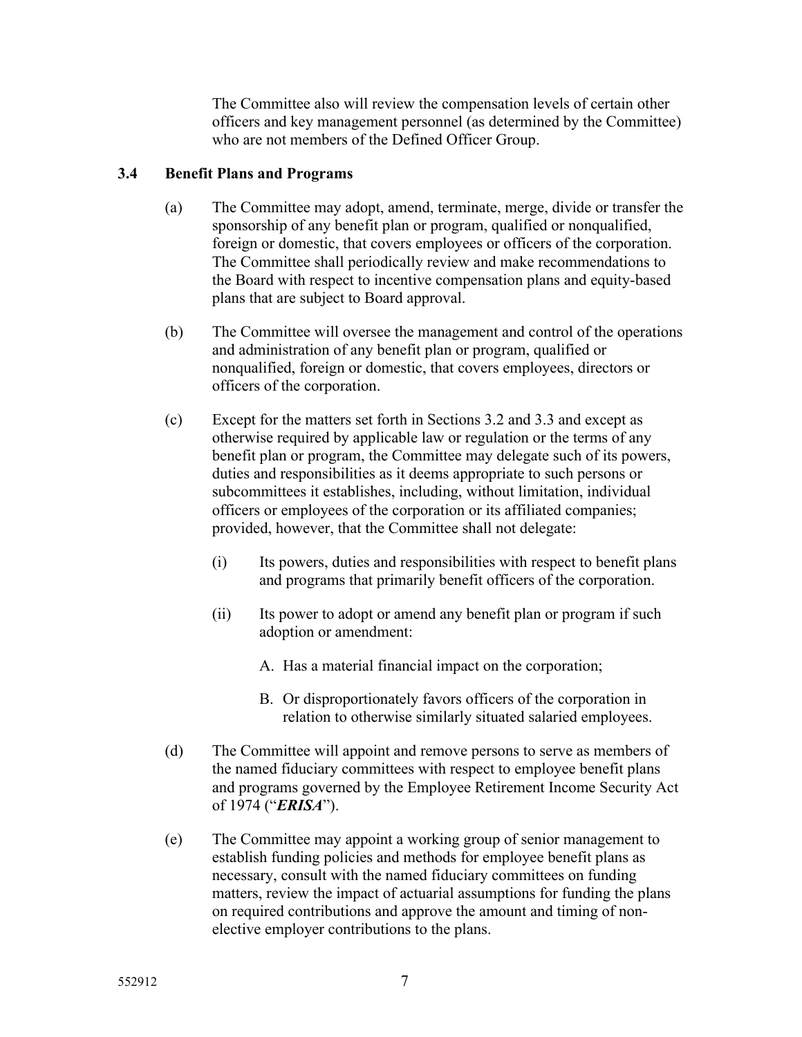The Committee also will review the compensation levels of certain other officers and key management personnel (as determined by the Committee) who are not members of the Defined Officer Group.

### 3.4 Benefit Plans and Programs

(a) The Committee may adopt, amend, terminate, merge, divide or transfer the sponsorship of any benefit plan or program, qualified or nonqualified, foreign or domestic, that covers employees or officers of the corporation. The Committee shall periodically review and make recommendations to the Board with respect to incentive compensation plans and equity-based plans that are subject to Board approval.

(b) The Committee will oversee the management and control of the operations and administration of any benefit plan or program, qualified or nonqualified, foreign or domestic, that covers employees, directors or officers of the corporation.

(c) Except for the matters set forth in Sections 3.2 and 3.3 and except as otherwise required by applicable law or regulation or the terms of any benefit plan or program, the Committee may delegate such of its powers, duties and responsibilities as it deems appropriate to such persons or subcommittees it establishes, including, without limitation, individual officers or employees of the corporation or its affiliated companies; provided, however, that the Committee shall not delegate:

(i) Its powers, duties and responsibilities with respect to benefit plans and programs that primarily benefit officers of the corporation.

(ii) Its power to adopt or amend any benefit plan or program if such adoption or amendment:

A. Has a material financial impact on the corporation;

B. Or disproportionately favors officers of the corporation in relation to otherwise similarly situated salaried employees.

(d) The Committee will appoint and remove persons to serve as members of the named fiduciary committees with respect to employee benefit plans and programs governed by the Employee Retirement Income Security Act of 1974 ("***ERISA***").

(e) The Committee may appoint a working group of senior management to establish funding policies and methods for employee benefit plans as necessary, consult with the named fiduciary committees on funding matters, review the impact of actuarial assumptions for funding the plans on required contributions and approve the amount and timing of non-elective employer contributions to the plans.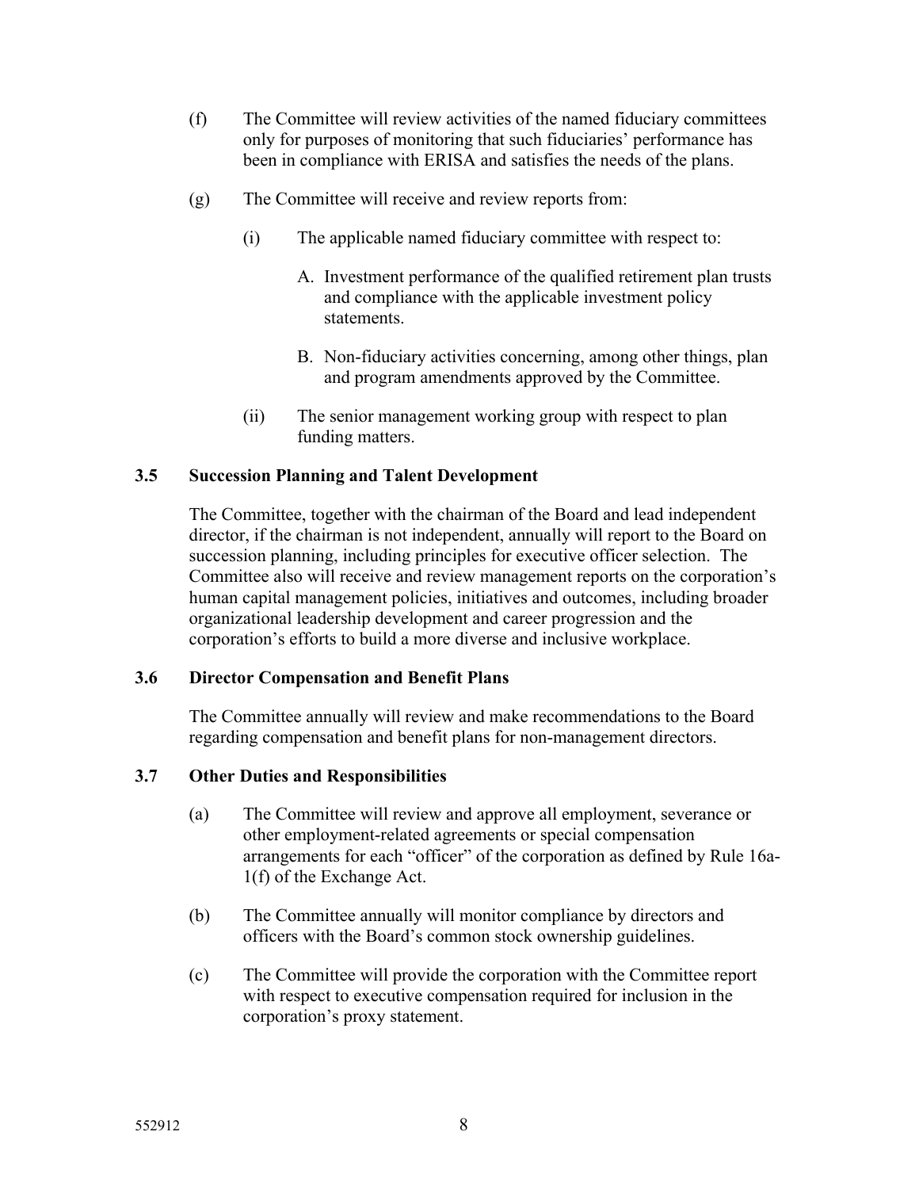(f) The Committee will review activities of the named fiduciary committees only for purposes of monitoring that such fiduciaries' performance has been in compliance with ERISA and satisfies the needs of the plans.

(g) The Committee will receive and review reports from:

(i) The applicable named fiduciary committee with respect to:

A. Investment performance of the qualified retirement plan trusts and compliance with the applicable investment policy statements.

B. Non-fiduciary activities concerning, among other things, plan and program amendments approved by the Committee.

(ii) The senior management working group with respect to plan funding matters.

### 3.5 Succession Planning and Talent Development

The Committee, together with the chairman of the Board and lead independent director, if the chairman is not independent, annually will report to the Board on succession planning, including principles for executive officer selection. The Committee also will receive and review management reports on the corporation's human capital management policies, initiatives and outcomes, including broader organizational leadership development and career progression and the corporation's efforts to build a more diverse and inclusive workplace.

### 3.6 Director Compensation and Benefit Plans

The Committee annually will review and make recommendations to the Board regarding compensation and benefit plans for non-management directors.

### 3.7 Other Duties and Responsibilities

(a) The Committee will review and approve all employment, severance or other employment-related agreements or special compensation arrangements for each "officer" of the corporation as defined by Rule 16a-1(f) of the Exchange Act.

(b) The Committee annually will monitor compliance by directors and officers with the Board's common stock ownership guidelines.

(c) The Committee will provide the corporation with the Committee report with respect to executive compensation required for inclusion in the corporation's proxy statement.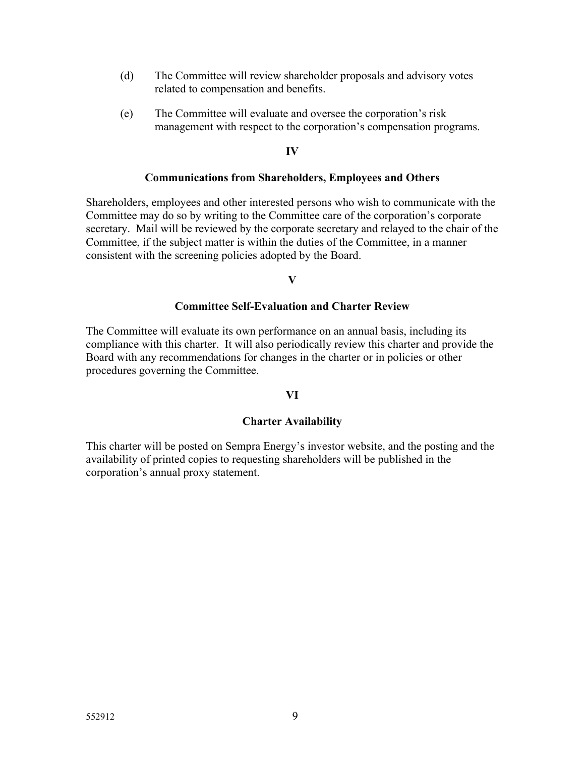(d) The Committee will review shareholder proposals and advisory votes related to compensation and benefits.

(e) The Committee will evaluate and oversee the corporation's risk management with respect to the corporation's compensation programs.

## IV

## Communications from Shareholders, Employees and Others

Shareholders, employees and other interested persons who wish to communicate with the Committee may do so by writing to the Committee care of the corporation's corporate secretary. Mail will be reviewed by the corporate secretary and relayed to the chair of the Committee, if the subject matter is within the duties of the Committee, in a manner consistent with the screening policies adopted by the Board.

## V

## Committee Self-Evaluation and Charter Review

The Committee will evaluate its own performance on an annual basis, including its compliance with this charter. It will also periodically review this charter and provide the Board with any recommendations for changes in the charter or in policies or other procedures governing the Committee.

## VI

## Charter Availability

This charter will be posted on Sempra Energy's investor website, and the posting and the availability of printed copies to requesting shareholders will be published in the corporation's annual proxy statement.

552912